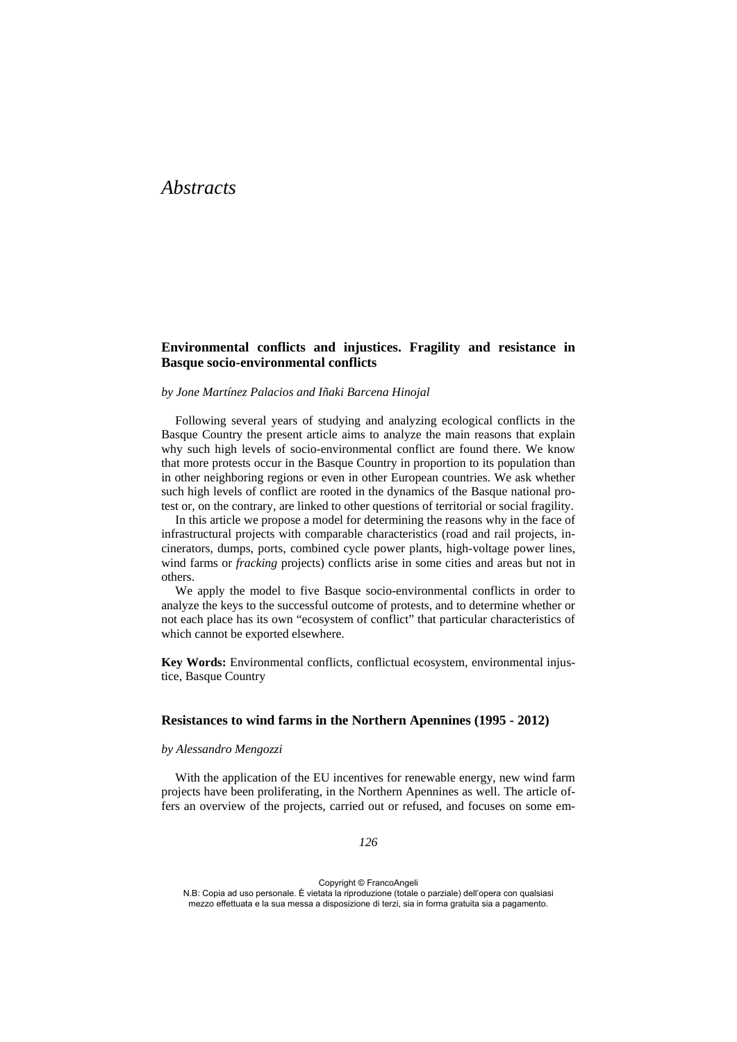# *Abstracts*

## Environmental conflicts and injustices. Fragility and resistance in Basque socio-environmental conflicts

*by Jone Martínez Palacios and Iñaki Barcena Hinojal*

Following several years of studying and analyzing ecological conflicts in the Basque Country the present article aims to analyze the main reasons that explain why such high levels of socio-environmental conflict are found there. We know that more protests occur in the Basque Country in proportion to its population than in other neighboring regions or even in other European countries. We ask whether such high levels of conflict are rooted in the dynamics of the Basque national protest or, on the contrary, are linked to other questions of territorial or social fragility.

In this article we propose a model for determining the reasons why in the face of infrastructural projects with comparable characteristics (road and rail projects, incinerators, dumps, ports, combined cycle power plants, high-voltage power lines, wind farms or *fracking* projects) conflicts arise in some cities and areas but not in others.

We apply the model to five Basque socio-environmental conflicts in order to analyze the keys to the successful outcome of protests, and to determine whether or not each place has its own "ecosystem of conflict" that particular characteristics of which cannot be exported elsewhere.

**Key Words:** Environmental conflicts, conflictual ecosystem, environmental injustice, Basque Country

## Resistances to wind farms in the Northern Apennines (1995 - 2012)

*by Alessandro Mengozzi*

With the application of the EU incentives for renewable energy, new wind farm projects have been proliferating, in the Northern Apennines as well. The article offers an overview of the projects, carried out or refused, and focuses on some em-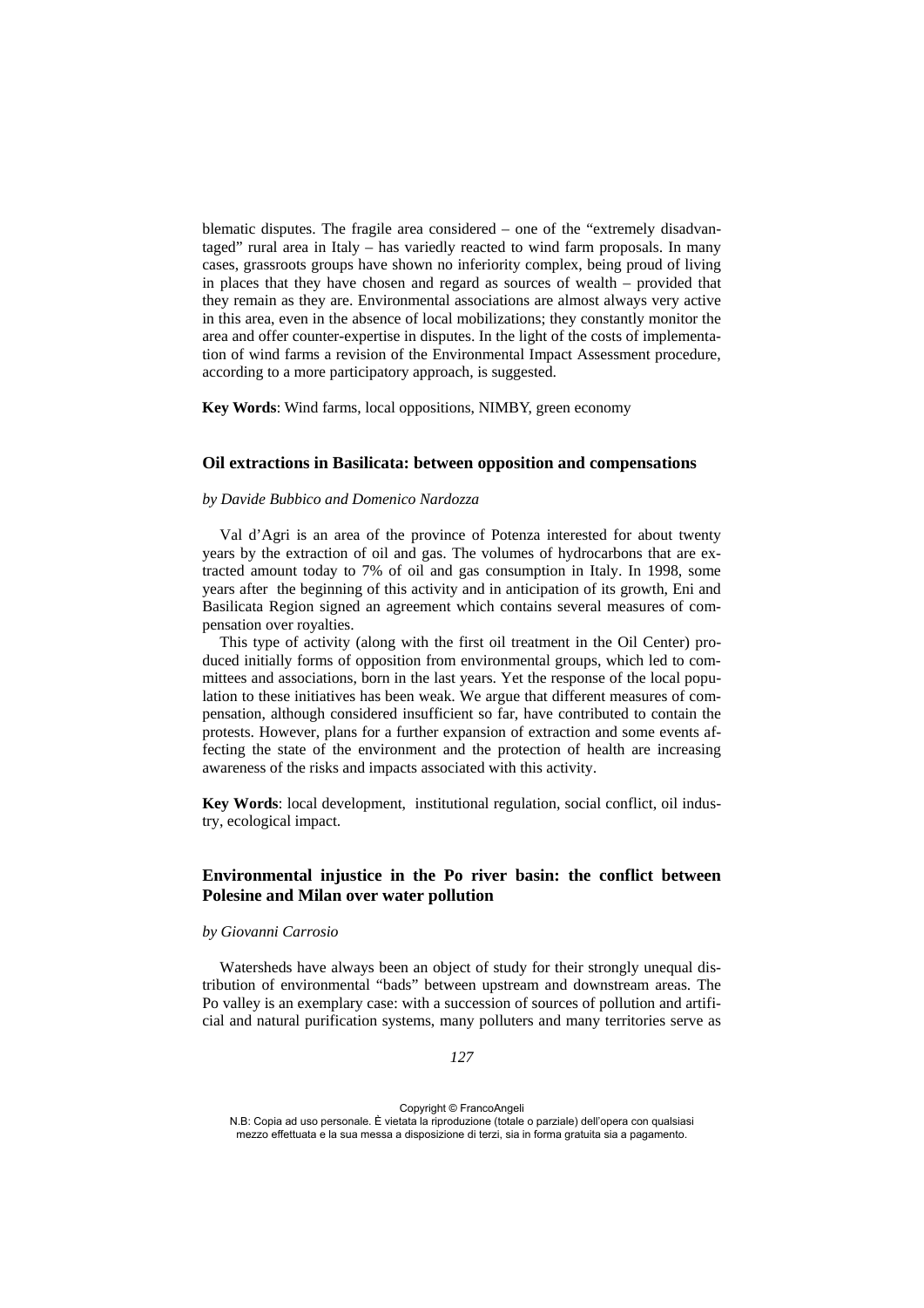blematic disputes. The fragile area considered – one of the "extremely disadvantaged" rural area in Italy – has variedly reacted to wind farm proposals. In many cases, grassroots groups have shown no inferiority complex, being proud of living in places that they have chosen and regard as sources of wealth – provided that they remain as they are. Environmental associations are almost always very active in this area, even in the absence of local mobilizations; they constantly monitor the area and offer counter-expertise in disputes. In the light of the costs of implementation of wind farms a revision of the Environmental Impact Assessment procedure, according to a more participatory approach, is suggested.

**Key Words**: Wind farms, local oppositions, NIMBY, green economy

### Oil extractions in Basilicata: between opposition and compensations

*by Davide Bubbico and Domenico Nardozza*

Val d'Agri is an area of the province of Potenza interested for about twenty years by the extraction of oil and gas. The volumes of hydrocarbons that are extracted amount today to 7% of oil and gas consumption in Italy. In 1998, some years after the beginning of this activity and in anticipation of its growth, Eni and Basilicata Region signed an agreement which contains several measures of compensation over royalties.

This type of activity (along with the first oil treatment in the Oil Center) produced initially forms of opposition from environmental groups, which led to committees and associations, born in the last years. Yet the response of the local population to these initiatives has been weak. We argue that different measures of compensation, although considered insufficient so far, have contributed to contain the protests. However, plans for a further expansion of extraction and some events affecting the state of the environment and the protection of health are increasing awareness of the risks and impacts associated with this activity.

**Key Words**: local development, institutional regulation, social conflict, oil industry, ecological impact.

### Environmental injustice in the Po river basin: the conflict between Polesine and Milan over water pollution

*by Giovanni Carrosio*

Watersheds have always been an object of study for their strongly unequal distribution of environmental "bads" between upstream and downstream areas. The Po valley is an exemplary case: with a succession of sources of pollution and artificial and natural purification systems, many polluters and many territories serve as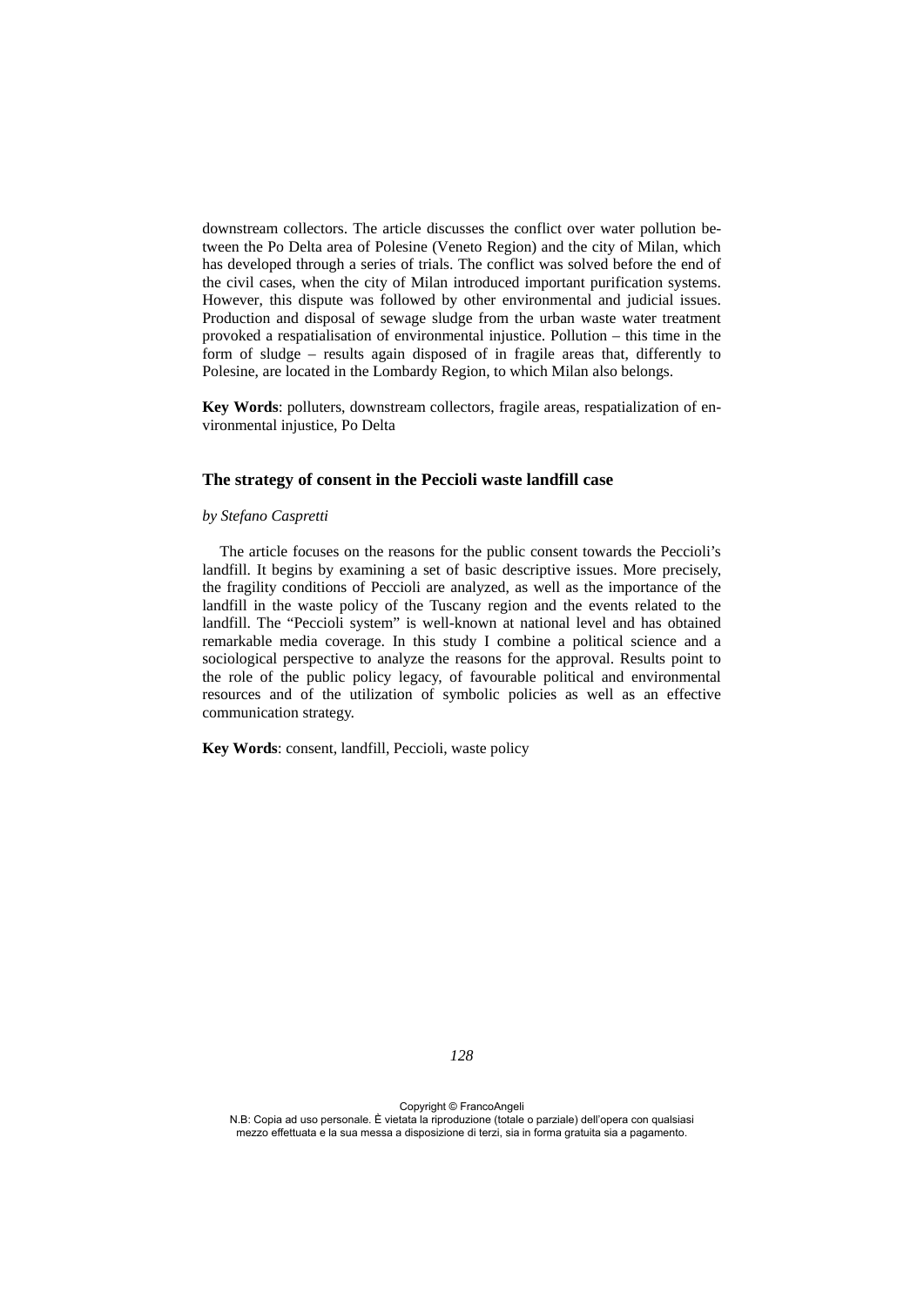downstream collectors. The article discusses the conflict over water pollution between the Po Delta area of Polesine (Veneto Region) and the city of Milan, which has developed through a series of trials. The conflict was solved before the end of the civil cases, when the city of Milan introduced important purification systems. However, this dispute was followed by other environmental and judicial issues. Production and disposal of sewage sludge from the urban waste water treatment provoked a respatialisation of environmental injustice. Pollution – this time in the form of sludge – results again disposed of in fragile areas that, differently to Polesine, are located in the Lombardy Region, to which Milan also belongs.

**Key Words**: polluters, downstream collectors, fragile areas, respatialization of environmental injustice, Po Delta

### The strategy of consent in the Peccioli waste landfill case

*by Stefano Caspretti*

The article focuses on the reasons for the public consent towards the Peccioli's landfill. It begins by examining a set of basic descriptive issues. More precisely, the fragility conditions of Peccioli are analyzed, as well as the importance of the landfill in the waste policy of the Tuscany region and the events related to the landfill. The "Peccioli system" is well-known at national level and has obtained remarkable media coverage. In this study I combine a political science and a sociological perspective to analyze the reasons for the approval. Results point to the role of the public policy legacy, of favourable political and environmental resources and of the utilization of symbolic policies as well as an effective communication strategy.

**Key Words**: consent, landfill, Peccioli, waste policy